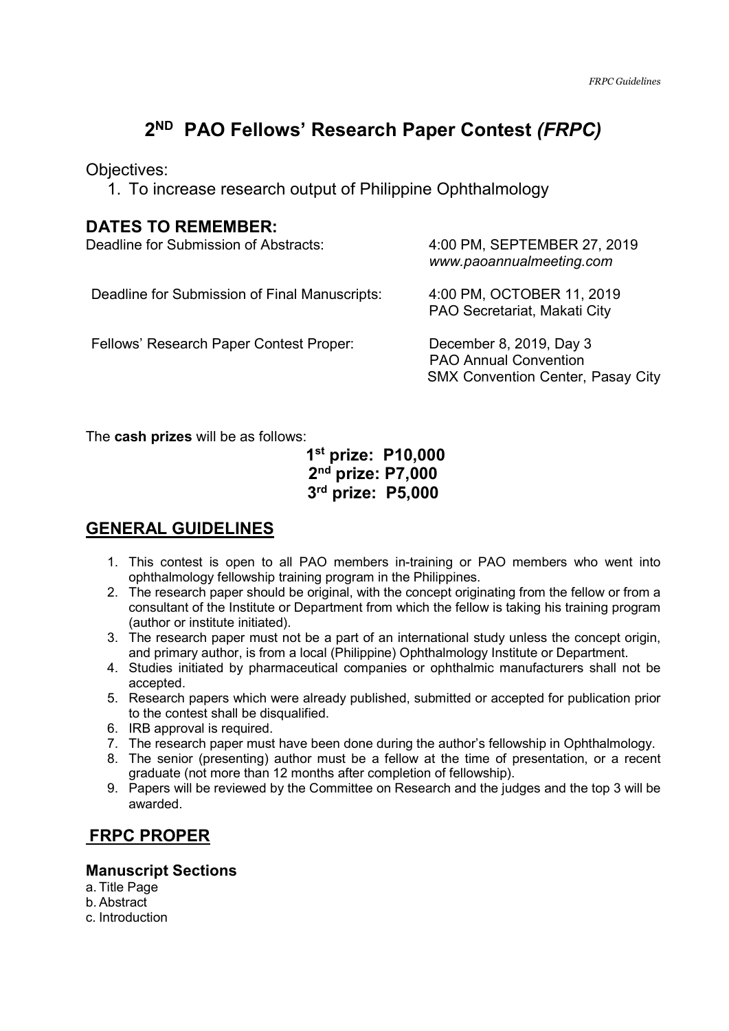# 2ND PAO Fellows' Research Paper Contest *(FRPC)*

Objectives:

1. To increase research output of Philippine Ophthalmology

## DATES TO REMEMBER:

| | |
|---|---|
| Deadline for Submission of Abstracts: | 4:00 PM, SEPTEMBER 27, 2019<br>*www.paoannualmeeting.com* |
| Deadline for Submission of Final Manuscripts: | 4:00 PM, OCTOBER 11, 2019<br>PAO Secretariat, Makati City |
| Fellows' Research Paper Contest Proper: | December 8, 2019, Day 3<br>PAO Annual Convention<br>SMX Convention Center, Pasay City |

The **cash prizes** will be as follows:

**1st prize: P10,000**
**2nd prize: P7,000**
**3rd prize: P5,000**

## GENERAL GUIDELINES

1. This contest is open to all PAO members in-training or PAO members who went into ophthalmology fellowship training program in the Philippines.
2. The research paper should be original, with the concept originating from the fellow or from a consultant of the Institute or Department from which the fellow is taking his training program (author or institute initiated).
3. The research paper must not be a part of an international study unless the concept origin, and primary author, is from a local (Philippine) Ophthalmology Institute or Department.
4. Studies initiated by pharmaceutical companies or ophthalmic manufacturers shall not be accepted.
5. Research papers which were already published, submitted or accepted for publication prior to the contest shall be disqualified.
6. IRB approval is required.
7. The research paper must have been done during the author's fellowship in Ophthalmology.
8. The senior (presenting) author must be a fellow at the time of presentation, or a recent graduate (not more than 12 months after completion of fellowship).
9. Papers will be reviewed by the Committee on Research and the judges and the top 3 will be awarded.

## FRPC PROPER

### Manuscript Sections

a. Title Page
b. Abstract
c. Introduction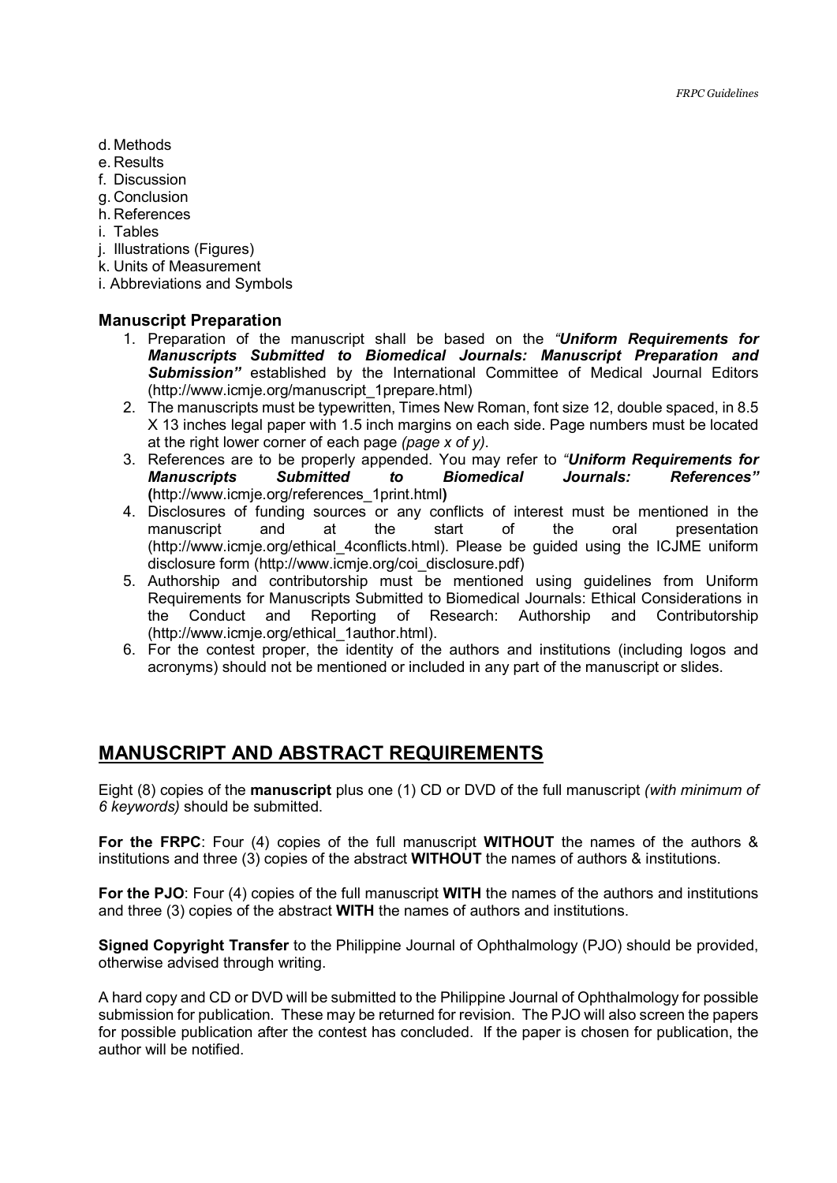d. Methods
e. Results
f. Discussion
g. Conclusion
h. References
i. Tables
j. Illustrations (Figures)
k. Units of Measurement
i. Abbreviations and Symbols

### Manuscript Preparation

1. Preparation of the manuscript shall be based on the *"**Uniform Requirements for Manuscripts Submitted to Biomedical Journals: Manuscript Preparation and Submission"*** established by the International Committee of Medical Journal Editors (http://www.icmje.org/manuscript_1prepare.html)
2. The manuscripts must be typewritten, Times New Roman, font size 12, double spaced, in 8.5 X 13 inches legal paper with 1.5 inch margins on each side. Page numbers must be located at the right lower corner of each page *(page x of y)*.
3. References are to be properly appended. You may refer to *"**Uniform Requirements for Manuscripts Submitted to Biomedical Journals: References"*** **(**http://www.icmje.org/references_1print.html**)**
4. Disclosures of funding sources or any conflicts of interest must be mentioned in the manuscript and at the start of the oral presentation (http://www.icmje.org/ethical_4conflicts.html). Please be guided using the ICJME uniform disclosure form (http://www.icmje.org/coi_disclosure.pdf)
5. Authorship and contributorship must be mentioned using guidelines from Uniform Requirements for Manuscripts Submitted to Biomedical Journals: Ethical Considerations in the Conduct and Reporting of Research: Authorship and Contributorship (http://www.icmje.org/ethical_1author.html).
6. For the contest proper, the identity of the authors and institutions (including logos and acronyms) should not be mentioned or included in any part of the manuscript or slides.

## MANUSCRIPT AND ABSTRACT REQUIREMENTS

Eight (8) copies of the **manuscript** plus one (1) CD or DVD of the full manuscript *(with minimum of 6 keywords)* should be submitted.

**For the FRPC**: Four (4) copies of the full manuscript **WITHOUT** the names of the authors & institutions and three (3) copies of the abstract **WITHOUT** the names of authors & institutions.

**For the PJO**: Four (4) copies of the full manuscript **WITH** the names of the authors and institutions and three (3) copies of the abstract **WITH** the names of authors and institutions.

**Signed Copyright Transfer** to the Philippine Journal of Ophthalmology (PJO) should be provided, otherwise advised through writing.

A hard copy and CD or DVD will be submitted to the Philippine Journal of Ophthalmology for possible submission for publication. These may be returned for revision. The PJO will also screen the papers for possible publication after the contest has concluded. If the paper is chosen for publication, the author will be notified.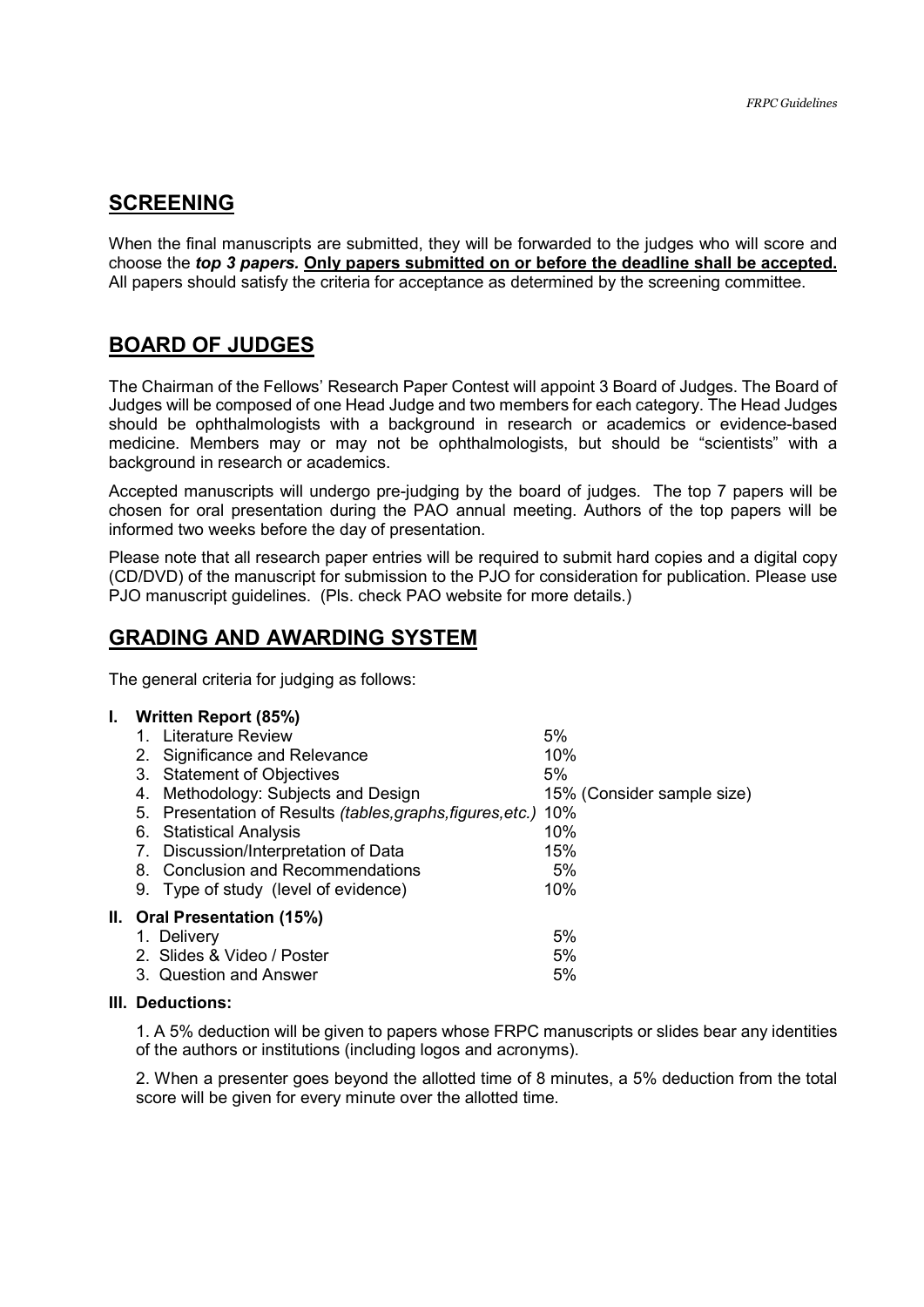## SCREENING

When the final manuscripts are submitted, they will be forwarded to the judges who will score and choose the ***top 3 papers.*** **Only papers submitted on or before the deadline shall be accepted.** All papers should satisfy the criteria for acceptance as determined by the screening committee.

## BOARD OF JUDGES

The Chairman of the Fellows' Research Paper Contest will appoint 3 Board of Judges. The Board of Judges will be composed of one Head Judge and two members for each category. The Head Judges should be ophthalmologists with a background in research or academics or evidence-based medicine. Members may or may not be ophthalmologists, but should be "scientists" with a background in research or academics.

Accepted manuscripts will undergo pre-judging by the board of judges. The top 7 papers will be chosen for oral presentation during the PAO annual meeting. Authors of the top papers will be informed two weeks before the day of presentation.

Please note that all research paper entries will be required to submit hard copies and a digital copy (CD/DVD) of the manuscript for submission to the PJO for consideration for publication. Please use PJO manuscript guidelines. (Pls. check PAO website for more details.)

## GRADING AND AWARDING SYSTEM

The general criteria for judging as follows:

**I. Written Report (85%)**

| | |
|---|---|
| 1. Literature Review | 5% |
| 2. Significance and Relevance | 10% |
| 3. Statement of Objectives | 5% |
| 4. Methodology: Subjects and Design | 15% (Consider sample size) |
| 5. Presentation of Results *(tables,graphs,figures,etc.)* | 10% |
| 6. Statistical Analysis | 10% |
| 7. Discussion/Interpretation of Data | 15% |
| 8. Conclusion and Recommendations | 5% |
| 9. Type of study (level of evidence) | 10% |

**II. Oral Presentation (15%)**

| | |
|---|---|
| 1. Delivery | 5% |
| 2. Slides & Video / Poster | 5% |
| 3. Question and Answer | 5% |

**III. Deductions:**

1. A 5% deduction will be given to papers whose FRPC manuscripts or slides bear any identities of the authors or institutions (including logos and acronyms).

2. When a presenter goes beyond the allotted time of 8 minutes, a 5% deduction from the total score will be given for every minute over the allotted time.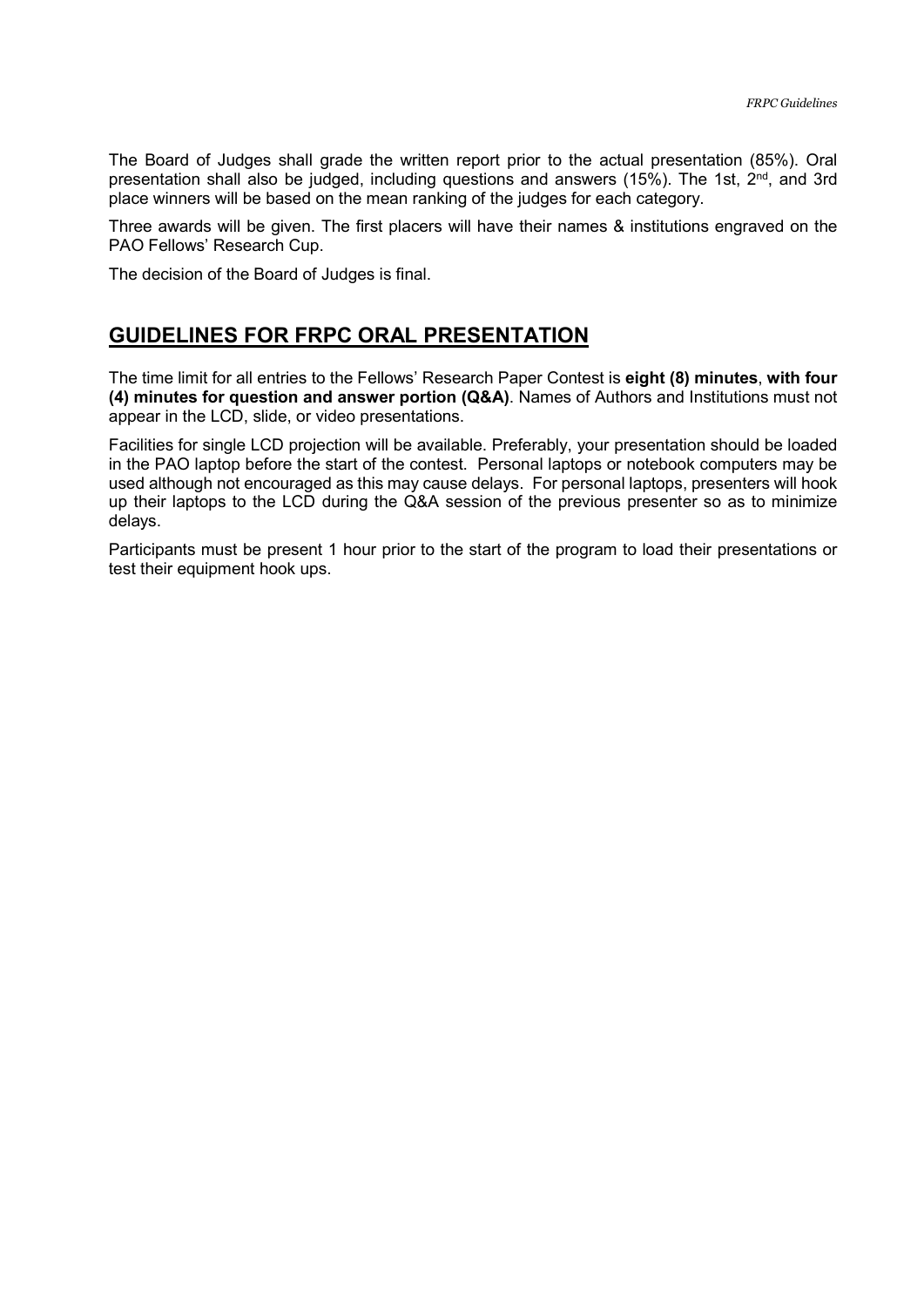The Board of Judges shall grade the written report prior to the actual presentation (85%). Oral presentation shall also be judged, including questions and answers (15%). The 1st, 2nd, and 3rd place winners will be based on the mean ranking of the judges for each category.

Three awards will be given. The first placers will have their names & institutions engraved on the PAO Fellows' Research Cup.

The decision of the Board of Judges is final.

## GUIDELINES FOR FRPC ORAL PRESENTATION

The time limit for all entries to the Fellows' Research Paper Contest is **eight (8) minutes**, **with four (4) minutes for question and answer portion (Q&A)**. Names of Authors and Institutions must not appear in the LCD, slide, or video presentations.

Facilities for single LCD projection will be available. Preferably, your presentation should be loaded in the PAO laptop before the start of the contest. Personal laptops or notebook computers may be used although not encouraged as this may cause delays. For personal laptops, presenters will hook up their laptops to the LCD during the Q&A session of the previous presenter so as to minimize delays.

Participants must be present 1 hour prior to the start of the program to load their presentations or test their equipment hook ups.